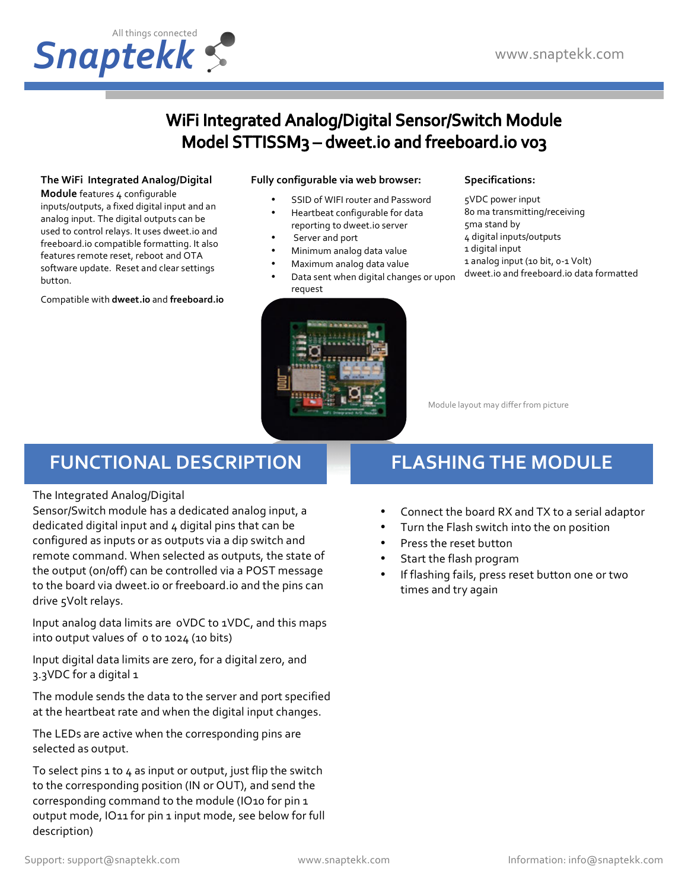# WiFi Integrated Analog/Digital Sensor/Switch Module
# Model STTISSM3 – dweet.io and freeboard.io v03

**The WiFi Integrated Analog/Digital Module** features 4 configurable inputs/outputs, a fixed digital input and an analog input. The digital outputs can be used to control relays. It uses dweet.io and freeboard.io compatible formatting. It also features remote reset, reboot and OTA software update. Reset and clear settings button.

Compatible with **dweet.io** and **freeboard.io**

**Fully configurable via web browser:**

- SSID of WIFI router and Password
- Heartbeat configurable for data reporting to dweet.io server
- Server and port
- Minimum analog data value
- Maximum analog data value
- Data sent when digital changes or upon request

**Specifications:**

5VDC power input
80 ma transmitting/receiving
5ma stand by
4 digital inputs/outputs
1 digital input
1 analog input (10 bit, 0-1 Volt)
dweet.io and freeboard.io data formatted

Module layout may differ from picture

## FUNCTIONAL DESCRIPTION

The Integrated Analog/Digital Sensor/Switch module has a dedicated analog input, a dedicated digital input and 4 digital pins that can be configured as inputs or as outputs via a dip switch and remote command. When selected as outputs, the state of the output (on/off) can be controlled via a POST message to the board via dweet.io or freeboard.io and the pins can drive 5Volt relays.

Input analog data limits are 0VDC to 1VDC, and this maps into output values of 0 to 1024 (10 bits)

Input digital data limits are zero, for a digital zero, and 3.3VDC for a digital 1

The module sends the data to the server and port specified at the heartbeat rate and when the digital input changes.

The LEDs are active when the corresponding pins are selected as output.

To select pins 1 to 4 as input or output, just flip the switch to the corresponding position (IN or OUT), and send the corresponding command to the module (IO10 for pin 1 output mode, IO11 for pin 1 input mode, see below for full description)

## FLASHING THE MODULE

- Connect the board RX and TX to a serial adaptor
- Turn the Flash switch into the on position
- Press the reset button
- Start the flash program
- If flashing fails, press reset button one or two times and try again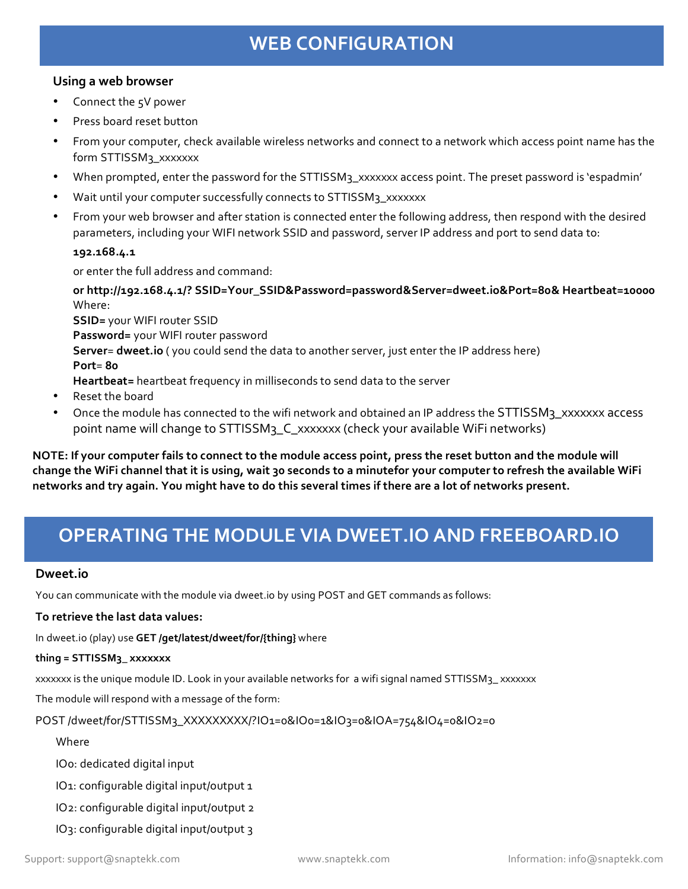## WEB CONFIGURATION

### Using a web browser

- Connect the 5V power
- Press board reset button
- From your computer, check available wireless networks and connect to a network which access point name has the form STTISSM3_xxxxxxx
- When prompted, enter the password for the STTISSM3_xxxxxxx access point. The preset password is 'espadmin'
- Wait until your computer successfully connects to STTISSM3_xxxxxxx
- From your web browser and after station is connected enter the following address, then respond with the desired parameters, including your WIFI network SSID and password, server IP address and port to send data to:

  **192.168.4.1**

  or enter the full address and command:

  **or http://192.168.4.1/? SSID=Your_SSID&Password=password&Server=dweet.io&Port=80& Heartbeat=10000**
  Where:
  **SSID=** your WIFI router SSID
  **Password=** your WIFI router password
  **Server**= **dweet.io** ( you could send the data to another server, just enter the IP address here)
  **Port**= **80**
  **Heartbeat=** heartbeat frequency in milliseconds to send data to the server
- Reset the board
- Once the module has connected to the wifi network and obtained an IP address the STTISSM3_xxxxxxx access point name will change to STTISSM3_C_xxxxxxx (check your available WiFi networks)

**NOTE: If your computer fails to connect to the module access point, press the reset button and the module will change the WiFi channel that it is using, wait 30 seconds to a minutefor your computer to refresh the available WiFi networks and try again. You might have to do this several times if there are a lot of networks present.**

## OPERATING THE MODULE VIA DWEET.IO AND FREEBOARD.IO

### Dweet.io

You can communicate with the module via dweet.io by using POST and GET commands as follows:

**To retrieve the last data values:**

In dweet.io (play) use **GET /get/latest/dweet/for/{thing}** where

**thing = STTISSM3_ xxxxxxx**

xxxxxxx is the unique module ID. Look in your available networks for a wifi signal named STTISSM3_ xxxxxxx

The module will respond with a message of the form:

POST /dweet/for/STTISSM3_XXXXXXXXX/?IO1=0&IO0=1&IO3=0&IOA=754&IO4=0&IO2=0

Where

IO0: dedicated digital input

IO1: configurable digital input/output 1

IO2: configurable digital input/output 2

IO3: configurable digital input/output 3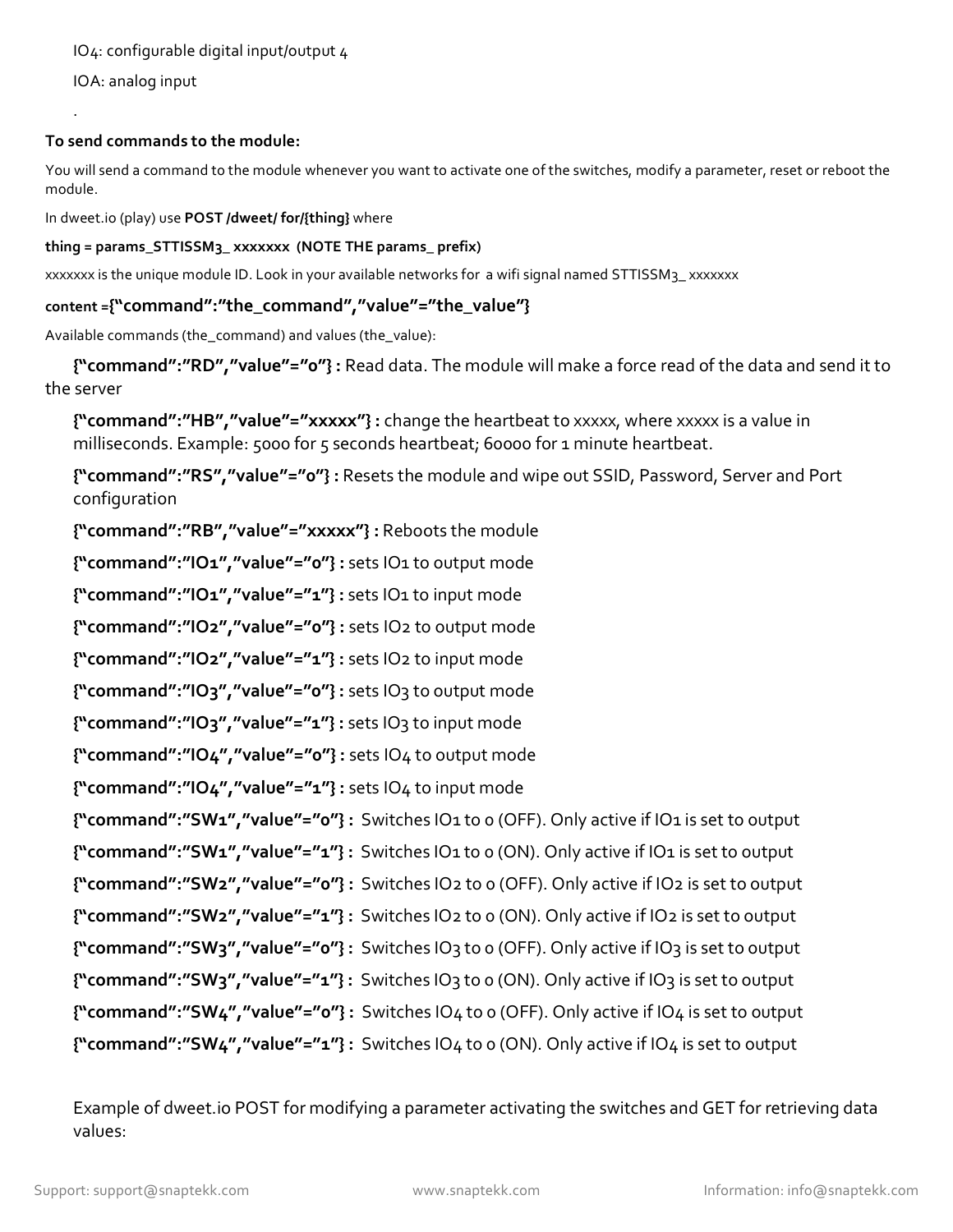IO4: configurable digital input/output 4

IOA: analog input

.

**To send commands to the module:**

You will send a command to the module whenever you want to activate one of the switches, modify a parameter, reset or reboot the module.

In dweet.io (play) use **POST /dweet/ for/{thing}** where

**thing = params_STTISSM3_ xxxxxxx  (NOTE THE params_ prefix)**

xxxxxxx is the unique module ID. Look in your available networks for  a wifi signal named STTISSM3_ xxxxxxx

**content ={"command":"the_command","value"="the_value"}**

Available commands (the_command) and values (the_value):

**{"command":"RD","value"="0"} :** Read data. The module will make a force read of the data and send it to the server

**{"command":"HB","value"="xxxxx"} :** change the heartbeat to xxxxx, where xxxxx is a value in milliseconds. Example: 5000 for 5 seconds heartbeat; 60000 for 1 minute heartbeat.

**{"command":"RS","value"="0"} :** Resets the module and wipe out SSID, Password, Server and Port configuration

**{"command":"RB","value"="xxxxx"} :** Reboots the module

**{"command":"IO1","value"="0"} :** sets IO1 to output mode

**{"command":"IO1","value"="1"} :** sets IO1 to input mode

**{"command":"IO2","value"="0"} :** sets IO2 to output mode

**{"command":"IO2","value"="1"} :** sets IO2 to input mode

**{"command":"IO3","value"="0"} :** sets IO3 to output mode

**{"command":"IO3","value"="1"} :** sets IO3 to input mode

**{"command":"IO4","value"="0"} :** sets IO4 to output mode

**{"command":"IO4","value"="1"} :** sets IO4 to input mode

**{"command":"SW1","value"="0"} :** Switches IO1 to 0 (OFF). Only active if IO1 is set to output

**{"command":"SW1","value"="1"} :** Switches IO1 to 0 (ON). Only active if IO1 is set to output

**{"command":"SW2","value"="0"} :** Switches IO2 to 0 (OFF). Only active if IO2 is set to output

**{"command":"SW2","value"="1"} :** Switches IO2 to 0 (ON). Only active if IO2 is set to output

**{"command":"SW3","value"="0"} :** Switches IO3 to 0 (OFF). Only active if IO3 is set to output

**{"command":"SW3","value"="1"} :** Switches IO3 to 0 (ON). Only active if IO3 is set to output

**{"command":"SW4","value"="0"} :** Switches IO4 to 0 (OFF). Only active if IO4 is set to output

**{"command":"SW4","value"="1"} :** Switches IO4 to 0 (ON). Only active if IO4 is set to output

Example of dweet.io POST for modifying a parameter activating the switches and GET for retrieving data values: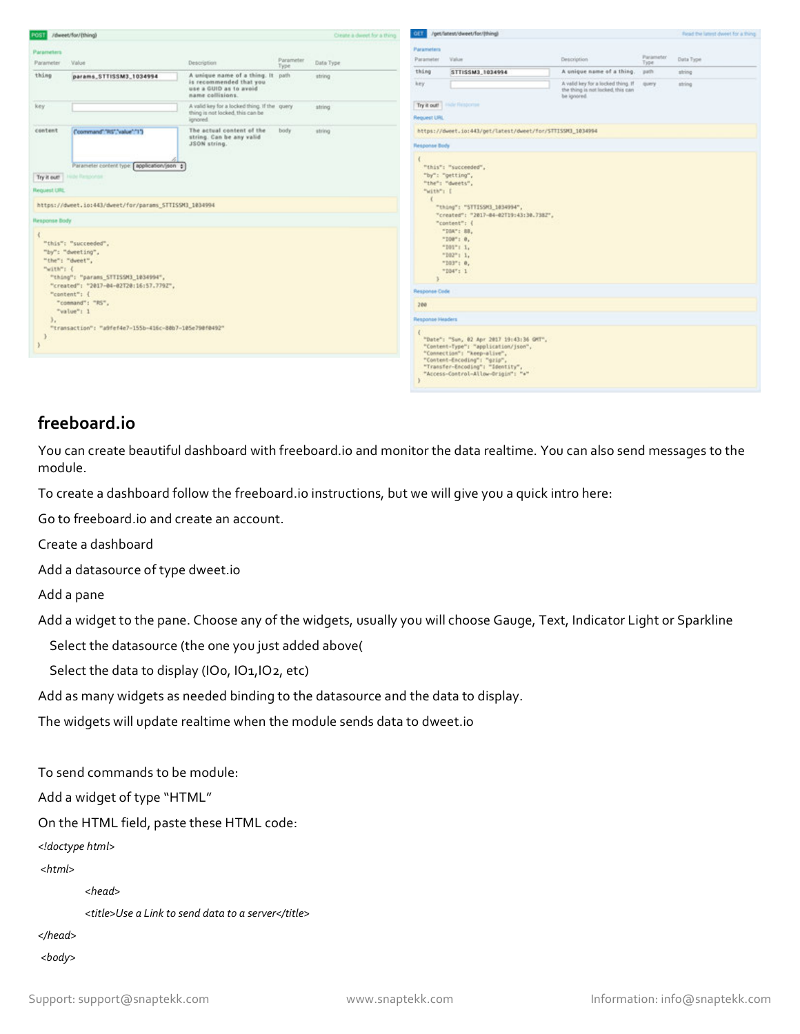POST /dweet/for/{thing} — Create a dweet for a thing

Parameters

| Parameter | Value | Description | Parameter Type | Data Type |
| --- | --- | --- | --- | --- |
| thing | params_STTISSM3_1034994 | A unique name of a thing. It is recommended that you use a GUID as to avoid name collisions. | path | string |
| key | | A valid key for a locked thing. If the thing is not locked, this can be ignored. | query | string |
| content | {"command":"RS","value":"1"} | The actual content of the string. Can be any valid JSON string. | body | string |

Parameter content type: application/json

Try it out! Hide Response

Request URL

```
https://dweet.io:443/dweet/for/params_STTISSM3_1034994
```

Response Body

```
{
  "this": "succeeded",
  "by": "dweeting",
  "the": "dweet",
  "with": {
    "thing": "params_STTISSM3_1034994",
    "created": "2017-04-02T20:16:57.779Z",
    "content": {
      "command": "RS",
      "value": 1
    },
    "transaction": "a9fef4e7-155b-416c-80b7-105e798f0492"
  }
}
```

GET /get/latest/dweet/for/{thing} — Read the latest dweet for a thing

Parameters

| Parameter | Value | Description | Parameter Type | Data Type |
| --- | --- | --- | --- | --- |
| thing | STTISSM3_1034994 | A unique name of a thing. | path | string |
| key | | A valid key for a locked thing. If the thing is not locked, this can be ignored. | query | string |

Try it out! Hide Response

Request URL

```
https://dweet.io:443/get/latest/dweet/for/STTISSM3_1034994
```

Response Body

```
{
  "this": "succeeded",
  "by": "getting",
  "the": "dweets",
  "with": [
    {
      "thing": "STTISSM3_1034994",
      "created": "2017-04-02T19:43:30.738Z",
      "content": {
        "IOA": 88,
        "IO0": 0,
        "IO1": 1,
        "IO2": 1,
        "IO3": 0,
        "IO4": 1
      }
```

Response Code

```
200
```

Response Headers

```
{
  "Date": "Sun, 02 Apr 2017 19:43:36 GMT",
  "Content-Type": "application/json",
  "Connection": "keep-alive",
  "Content-Encoding": "gzip",
  "Transfer-Encoding": "Identity",
  "Access-Control-Allow-Origin": "*"
}
```

## freeboard.io

You can create beautiful dashboard with freeboard.io and monitor the data realtime. You can also send messages to the module.

To create a dashboard follow the freeboard.io instructions, but we will give you a quick intro here:

Go to freeboard.io and create an account.

Create a dashboard

Add a datasource of type dweet.io

Add a pane

Add a widget to the pane. Choose any of the widgets, usually you will choose Gauge, Text, Indicator Light or Sparkline

Select the datasource (the one you just added above(

Select the data to display (IO0, IO1,IO2, etc)

Add as many widgets as needed binding to the datasource and the data to display.

The widgets will update realtime when the module sends data to dweet.io

To send commands to be module:

Add a widget of type "HTML"

On the HTML field, paste these HTML code:

```
<!doctype html>
 <html>
          <head>
          <title>Use a Link to send data to a server</title>
</head>
 <body>
```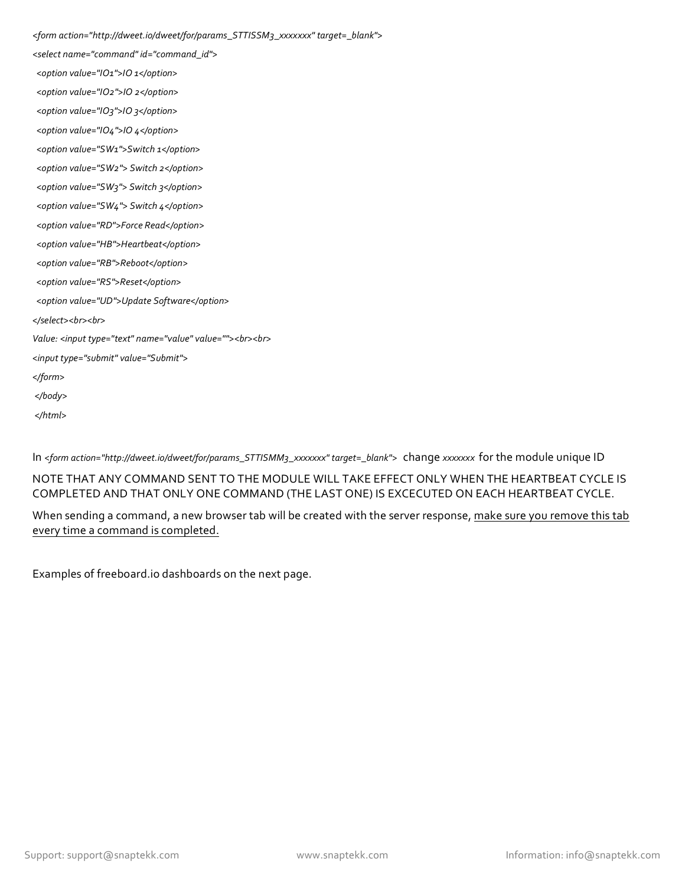```
<form action="http://dweet.io/dweet/for/params_STTISSM3_xxxxxxx" target=_blank">
<select name="command" id="command_id">
 <option value="IO1">IO 1</option>
 <option value="IO2">IO 2</option>
 <option value="IO3">IO 3</option>
 <option value="IO4">IO 4</option>
 <option value="SW1">Switch 1</option>
 <option value="SW2"> Switch 2</option>
 <option value="SW3"> Switch 3</option>
 <option value="SW4"> Switch 4</option>
 <option value="RD">Force Read</option>
 <option value="HB">Heartbeat</option>
 <option value="RB">Reboot</option>
 <option value="RS">Reset</option>
 <option value="UD">Update Software</option>
</select><br><br>
Value: <input type="text" name="value" value=""><br><br>
<input type="submit" value="Submit">
</form>
 </body>
 </html>
```

In *<form action="http://dweet.io/dweet/for/params_STTISMM3_xxxxxxx" target=_blank">* change *xxxxxxx* for the module unique ID

NOTE THAT ANY COMMAND SENT TO THE MODULE WILL TAKE EFFECT ONLY WHEN THE HEARTBEAT CYCLE IS COMPLETED AND THAT ONLY ONE COMMAND (THE LAST ONE) IS EXCECUTED ON EACH HEARTBEAT CYCLE.

When sending a command, a new browser tab will be created with the server response, <u>make sure you remove this tab every time a command is completed.</u>

Examples of freeboard.io dashboards on the next page.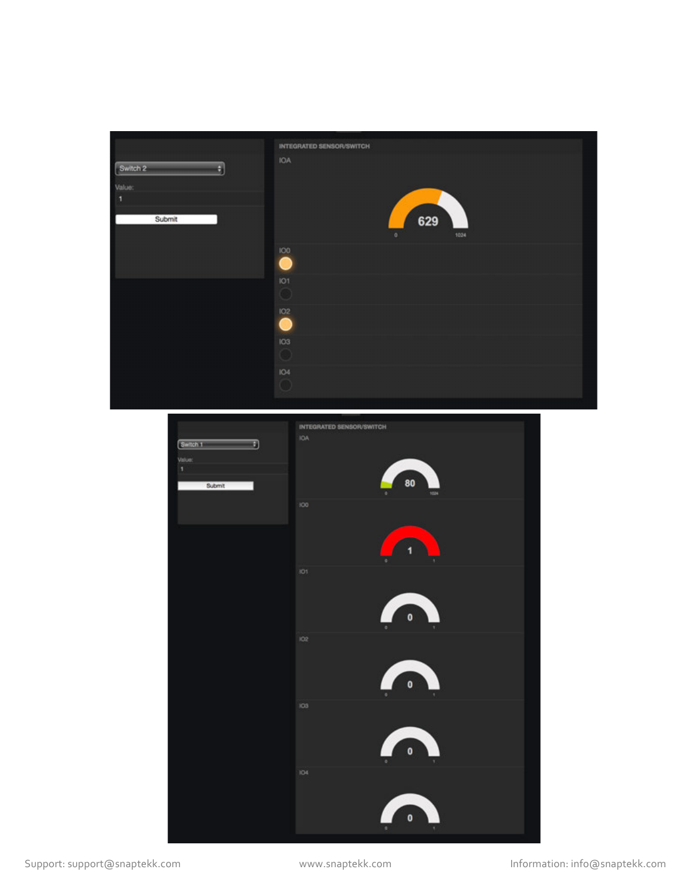Switch 2

Value:

1

Submit

INTEGRATED SENSOR/SWITCH

IOA

629

0 1024

IO0

IO1

IO2

IO3

IO4

Switch 1

Value:

1

Submit

INTEGRATED SENSOR/SWITCH

IOA

80

0 1024

IO0

1

0 1

IO1

0

0 1

IO2

0

0 1

IO3

0

0 1

IO4

0

0 1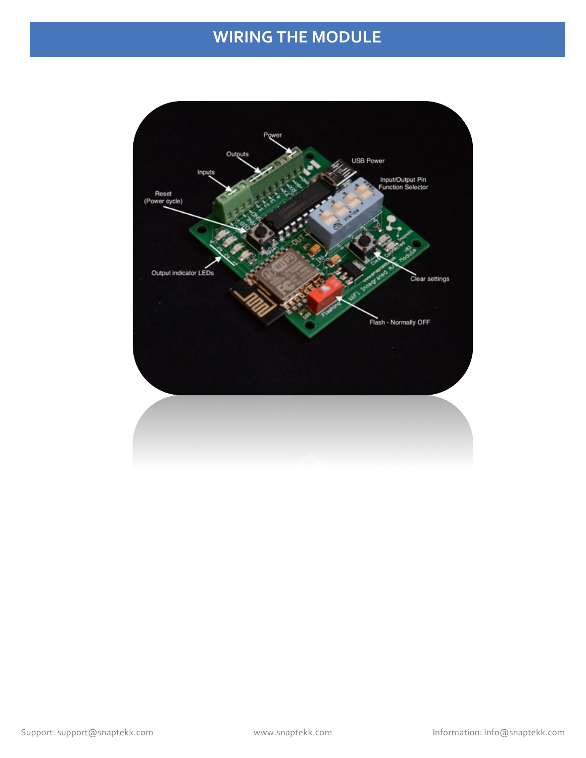# WIRING THE MODULE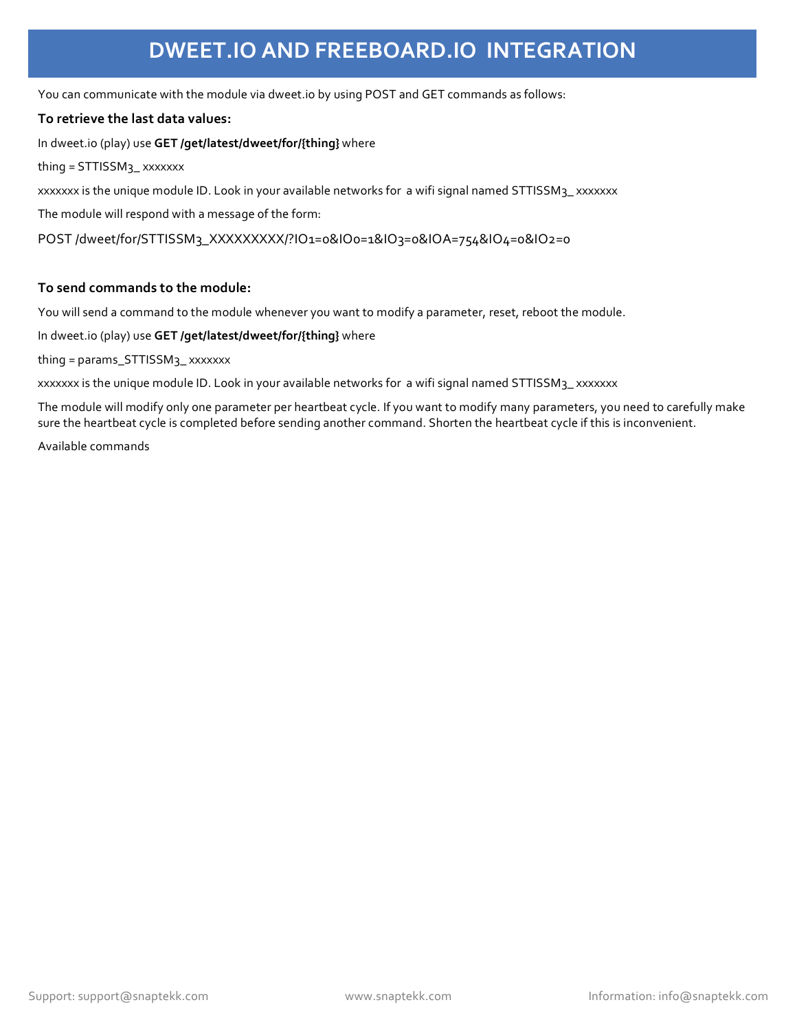# DWEET.IO AND FREEBOARD.IO INTEGRATION

You can communicate with the module via dweet.io by using POST and GET commands as follows:

**To retrieve the last data values:**

In dweet.io (play) use **GET /get/latest/dweet/for/{thing}** where

thing = STTISSM3_ xxxxxxx

xxxxxxx is the unique module ID. Look in your available networks for a wifi signal named STTISSM3_ xxxxxxx

The module will respond with a message of the form:

POST /dweet/for/STTISSM3_XXXXXXXXX/?IO1=0&IO0=1&IO3=0&IOA=754&IO4=0&IO2=0

**To send commands to the module:**

You will send a command to the module whenever you want to modify a parameter, reset, reboot the module.

In dweet.io (play) use **GET /get/latest/dweet/for/{thing}** where

thing = params_STTISSM3_ xxxxxxx

xxxxxxx is the unique module ID. Look in your available networks for a wifi signal named STTISSM3_ xxxxxxx

The module will modify only one parameter per heartbeat cycle. If you want to modify many parameters, you need to carefully make sure the heartbeat cycle is completed before sending another command. Shorten the heartbeat cycle if this is inconvenient.

Available commands